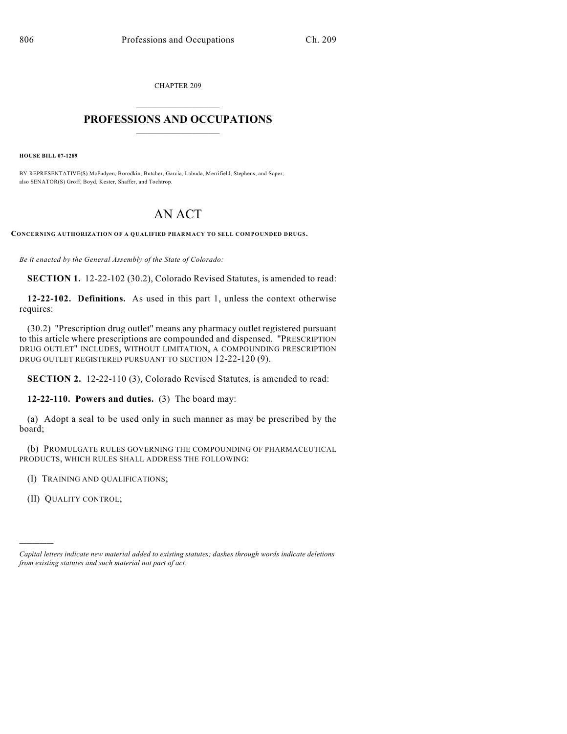CHAPTER 209

# PROFESSIONS AND OCCUPATIONS

**HOUSE BILL 07-1289**

BY REPRESENTATIVE(S) McFadyen, Borodkin, Butcher, Garcia, Labuda, Merrifield, Stephens, and Soper;
also SENATOR(S) Groff, Boyd, Kester, Shaffer, and Tochtrop.

# AN ACT

**CONCERNING AUTHORIZATION OF A QUALIFIED PHARMACY TO SELL COMPOUNDED DRUGS.**

*Be it enacted by the General Assembly of the State of Colorado:*

**SECTION 1.** 12-22-102 (30.2), Colorado Revised Statutes, is amended to read:

**12-22-102. Definitions.** As used in this part 1, unless the context otherwise requires:

(30.2) "Prescription drug outlet" means any pharmacy outlet registered pursuant to this article where prescriptions are compounded and dispensed. "PRESCRIPTION DRUG OUTLET" INCLUDES, WITHOUT LIMITATION, A COMPOUNDING PRESCRIPTION DRUG OUTLET REGISTERED PURSUANT TO SECTION 12-22-120 (9).

**SECTION 2.** 12-22-110 (3), Colorado Revised Statutes, is amended to read:

**12-22-110. Powers and duties.** (3) The board may:

(a) Adopt a seal to be used only in such manner as may be prescribed by the board;

(b) PROMULGATE RULES GOVERNING THE COMPOUNDING OF PHARMACEUTICAL PRODUCTS, WHICH RULES SHALL ADDRESS THE FOLLOWING:

(I) TRAINING AND QUALIFICATIONS;

(II) QUALITY CONTROL;

---

*Capital letters indicate new material added to existing statutes; dashes through words indicate deletions from existing statutes and such material not part of act.*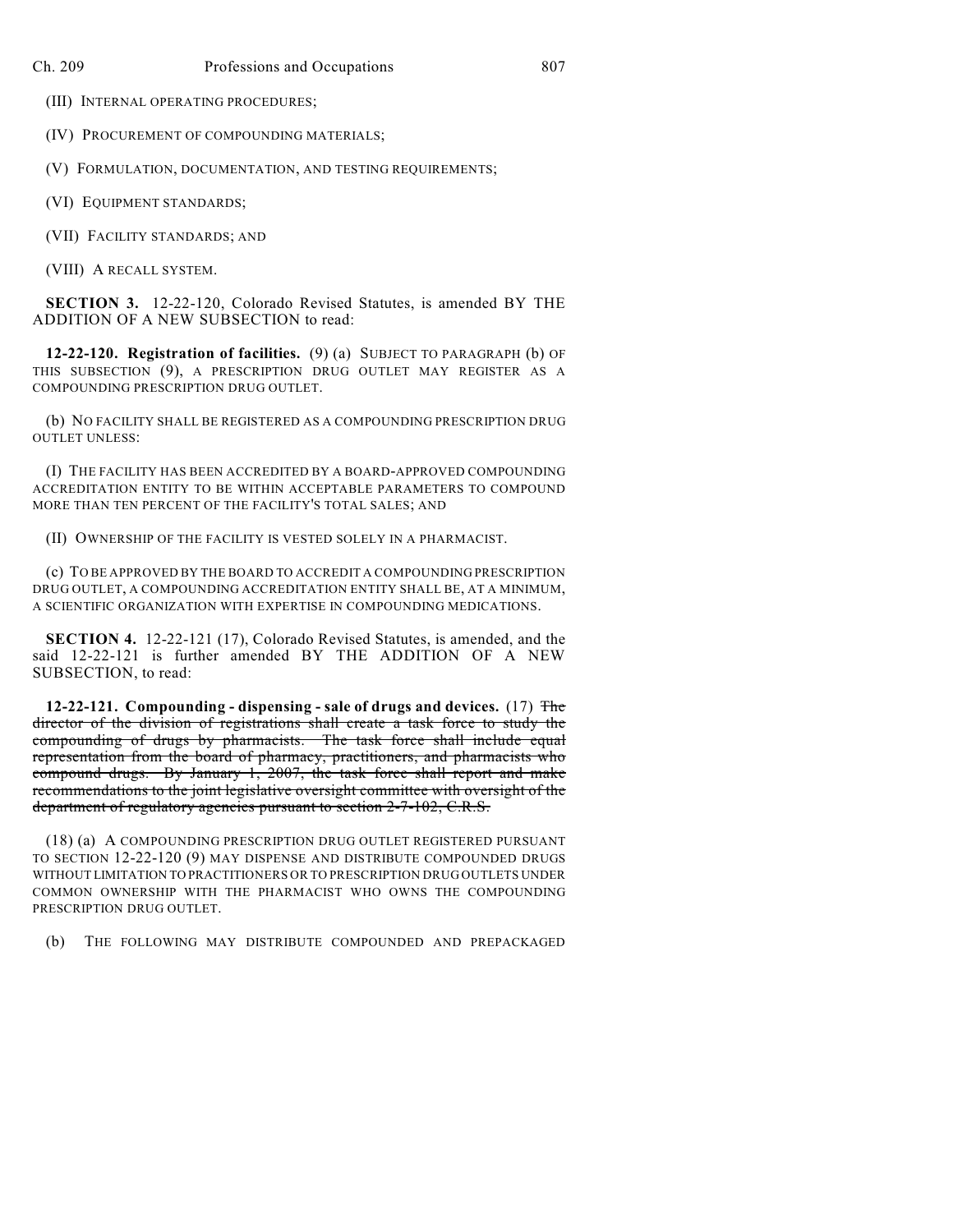(III) INTERNAL OPERATING PROCEDURES;

(IV) PROCUREMENT OF COMPOUNDING MATERIALS;

(V) FORMULATION, DOCUMENTATION, AND TESTING REQUIREMENTS;

(VI) EQUIPMENT STANDARDS;

(VII) FACILITY STANDARDS; AND

(VIII) A RECALL SYSTEM.

**SECTION 3.** 12-22-120, Colorado Revised Statutes, is amended BY THE ADDITION OF A NEW SUBSECTION to read:

**12-22-120. Registration of facilities.** (9) (a) SUBJECT TO PARAGRAPH (b) OF THIS SUBSECTION (9), A PRESCRIPTION DRUG OUTLET MAY REGISTER AS A COMPOUNDING PRESCRIPTION DRUG OUTLET.

(b) NO FACILITY SHALL BE REGISTERED AS A COMPOUNDING PRESCRIPTION DRUG OUTLET UNLESS:

(I) THE FACILITY HAS BEEN ACCREDITED BY A BOARD-APPROVED COMPOUNDING ACCREDITATION ENTITY TO BE WITHIN ACCEPTABLE PARAMETERS TO COMPOUND MORE THAN TEN PERCENT OF THE FACILITY'S TOTAL SALES; AND

(II) OWNERSHIP OF THE FACILITY IS VESTED SOLELY IN A PHARMACIST.

(c) TO BE APPROVED BY THE BOARD TO ACCREDIT A COMPOUNDING PRESCRIPTION DRUG OUTLET, A COMPOUNDING ACCREDITATION ENTITY SHALL BE, AT A MINIMUM, A SCIENTIFIC ORGANIZATION WITH EXPERTISE IN COMPOUNDING MEDICATIONS.

**SECTION 4.** 12-22-121 (17), Colorado Revised Statutes, is amended, and the said 12-22-121 is further amended BY THE ADDITION OF A NEW SUBSECTION, to read:

**12-22-121. Compounding - dispensing - sale of drugs and devices.** (17) ~~The director of the division of registrations shall create a task force to study the compounding of drugs by pharmacists. The task force shall include equal representation from the board of pharmacy, practitioners, and pharmacists who compound drugs. By January 1, 2007, the task force shall report and make recommendations to the joint legislative oversight committee with oversight of the department of regulatory agencies pursuant to section 2-7-102, C.R.S.~~

(18) (a) A COMPOUNDING PRESCRIPTION DRUG OUTLET REGISTERED PURSUANT TO SECTION 12-22-120 (9) MAY DISPENSE AND DISTRIBUTE COMPOUNDED DRUGS WITHOUT LIMITATION TO PRACTITIONERS OR TO PRESCRIPTION DRUG OUTLETS UNDER COMMON OWNERSHIP WITH THE PHARMACIST WHO OWNS THE COMPOUNDING PRESCRIPTION DRUG OUTLET.

(b) THE FOLLOWING MAY DISTRIBUTE COMPOUNDED AND PREPACKAGED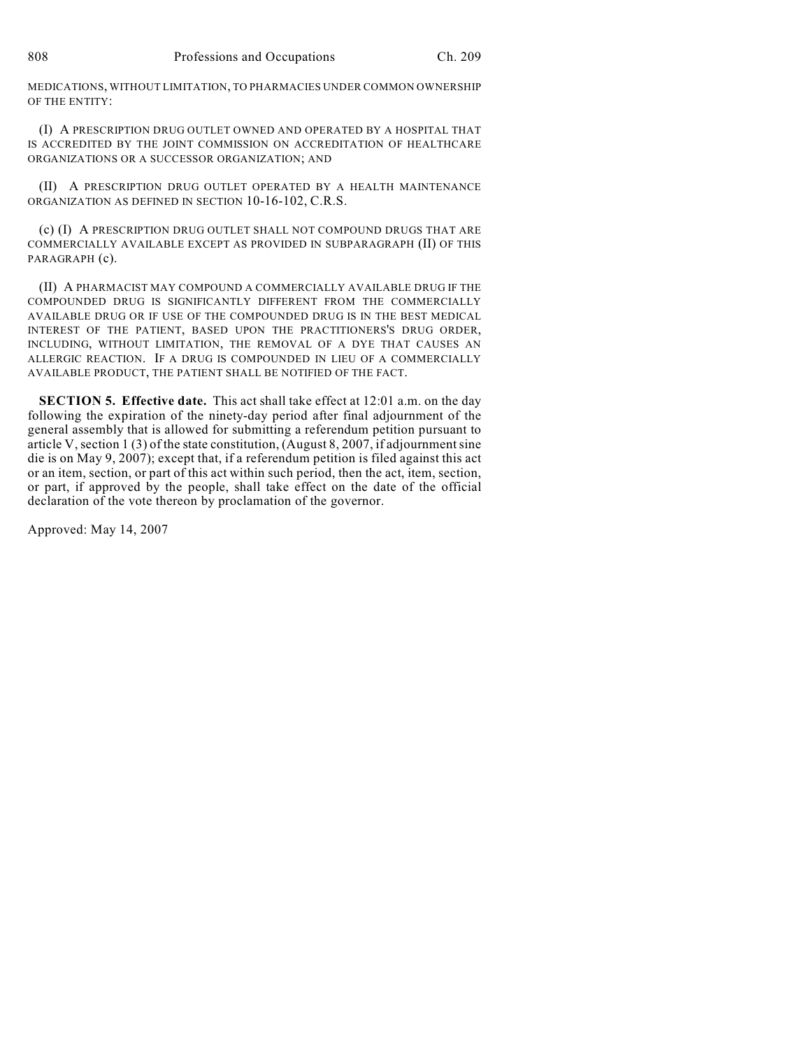MEDICATIONS, WITHOUT LIMITATION, TO PHARMACIES UNDER COMMON OWNERSHIP OF THE ENTITY:

(I) A PRESCRIPTION DRUG OUTLET OWNED AND OPERATED BY A HOSPITAL THAT IS ACCREDITED BY THE JOINT COMMISSION ON ACCREDITATION OF HEALTHCARE ORGANIZATIONS OR A SUCCESSOR ORGANIZATION; AND

(II) A PRESCRIPTION DRUG OUTLET OPERATED BY A HEALTH MAINTENANCE ORGANIZATION AS DEFINED IN SECTION 10-16-102, C.R.S.

(c) (I) A PRESCRIPTION DRUG OUTLET SHALL NOT COMPOUND DRUGS THAT ARE COMMERCIALLY AVAILABLE EXCEPT AS PROVIDED IN SUBPARAGRAPH (II) OF THIS PARAGRAPH (c).

(II) A PHARMACIST MAY COMPOUND A COMMERCIALLY AVAILABLE DRUG IF THE COMPOUNDED DRUG IS SIGNIFICANTLY DIFFERENT FROM THE COMMERCIALLY AVAILABLE DRUG OR IF USE OF THE COMPOUNDED DRUG IS IN THE BEST MEDICAL INTEREST OF THE PATIENT, BASED UPON THE PRACTITIONERS'S DRUG ORDER, INCLUDING, WITHOUT LIMITATION, THE REMOVAL OF A DYE THAT CAUSES AN ALLERGIC REACTION. IF A DRUG IS COMPOUNDED IN LIEU OF A COMMERCIALLY AVAILABLE PRODUCT, THE PATIENT SHALL BE NOTIFIED OF THE FACT.

**SECTION 5. Effective date.** This act shall take effect at 12:01 a.m. on the day following the expiration of the ninety-day period after final adjournment of the general assembly that is allowed for submitting a referendum petition pursuant to article V, section 1 (3) of the state constitution, (August 8, 2007, if adjournment sine die is on May 9, 2007); except that, if a referendum petition is filed against this act or an item, section, or part of this act within such period, then the act, item, section, or part, if approved by the people, shall take effect on the date of the official declaration of the vote thereon by proclamation of the governor.

Approved: May 14, 2007